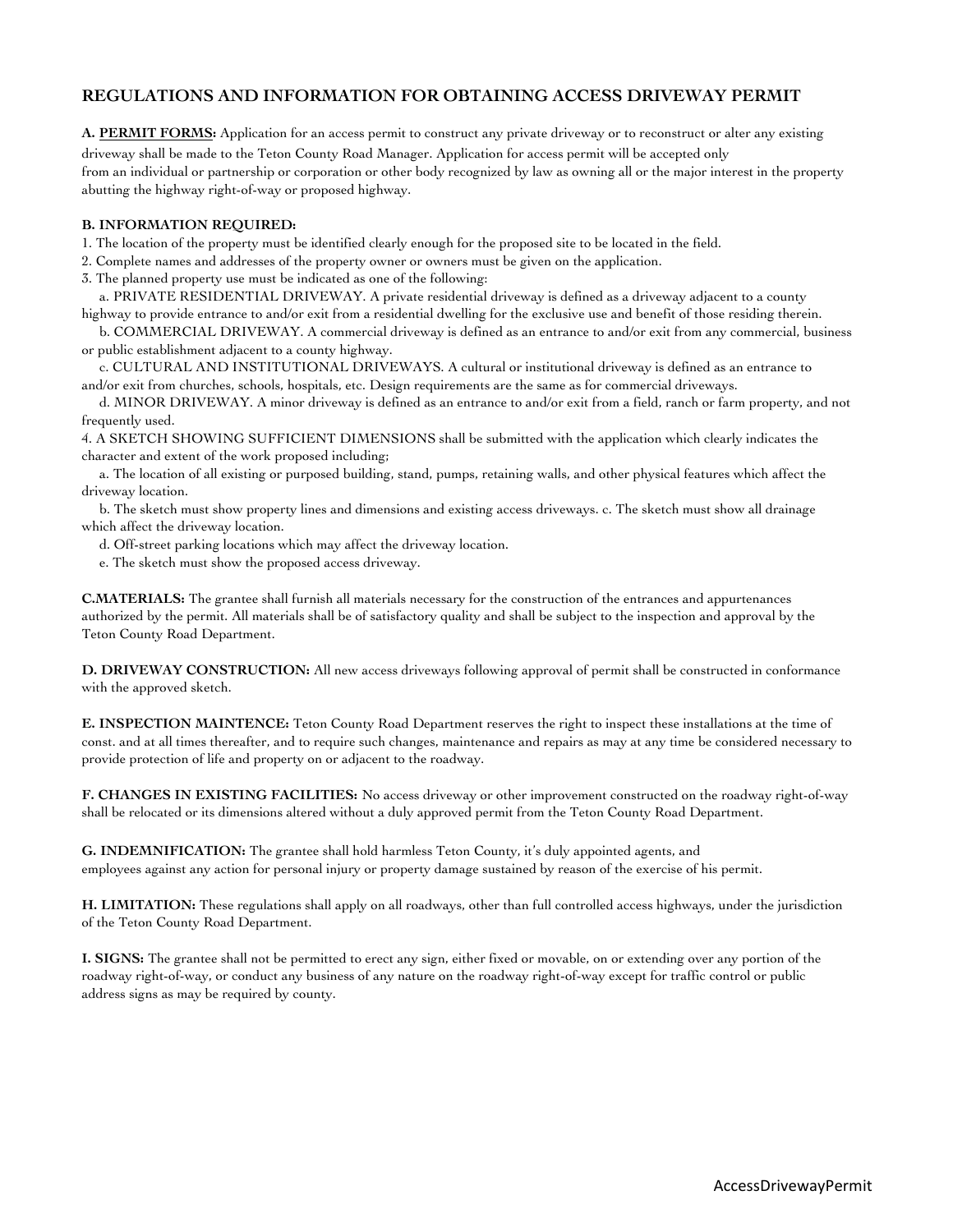## REGULATIONS AND INFORMATION FOR OBTAINING ACCESS DRIVEWAY PERMIT

**A. PERMIT FORMS:** Application for an access permit to construct any private driveway or to reconstruct or alter any existing driveway shall be made to the Teton County Road Manager. Application for access permit will be accepted only from an individual or partnership or corporation or other body recognized by law as owning all or the major interest in the property abutting the highway right-of-way or proposed highway.

**B. INFORMATION REQUIRED:**

1. The location of the property must be identified clearly enough for the proposed site to be located in the field.
2. Complete names and addresses of the property owner or owners must be given on the application.
3. The planned property use must be indicated as one of the following:
   a. PRIVATE RESIDENTIAL DRIVEWAY. A private residential driveway is defined as a driveway adjacent to a county highway to provide entrance to and/or exit from a residential dwelling for the exclusive use and benefit of those residing therein.
   b. COMMERCIAL DRIVEWAY. A commercial driveway is defined as an entrance to and/or exit from any commercial, business or public establishment adjacent to a county highway.
   c. CULTURAL AND INSTITUTIONAL DRIVEWAYS. A cultural or institutional driveway is defined as an entrance to and/or exit from churches, schools, hospitals, etc. Design requirements are the same as for commercial driveways.
   d. MINOR DRIVEWAY. A minor driveway is defined as an entrance to and/or exit from a field, ranch or farm property, and not frequently used.
4. A SKETCH SHOWING SUFFICIENT DIMENSIONS shall be submitted with the application which clearly indicates the character and extent of the work proposed including;
   a. The location of all existing or purposed building, stand, pumps, retaining walls, and other physical features which affect the driveway location.
   b. The sketch must show property lines and dimensions and existing access driveways. c. The sketch must show all drainage which affect the driveway location.
   d. Off-street parking locations which may affect the driveway location.
   e. The sketch must show the proposed access driveway.

**C.MATERIALS:** The grantee shall furnish all materials necessary for the construction of the entrances and appurtenances authorized by the permit. All materials shall be of satisfactory quality and shall be subject to the inspection and approval by the Teton County Road Department.

**D. DRIVEWAY CONSTRUCTION:** All new access driveways following approval of permit shall be constructed in conformance with the approved sketch.

**E. INSPECTION MAINTENCE:** Teton County Road Department reserves the right to inspect these installations at the time of const. and at all times thereafter, and to require such changes, maintenance and repairs as may at any time be considered necessary to provide protection of life and property on or adjacent to the roadway.

**F. CHANGES IN EXISTING FACILITIES:** No access driveway or other improvement constructed on the roadway right-of-way shall be relocated or its dimensions altered without a duly approved permit from the Teton County Road Department.

**G. INDEMNIFICATION:** The grantee shall hold harmless Teton County, it's duly appointed agents, and employees against any action for personal injury or property damage sustained by reason of the exercise of his permit.

**H. LIMITATION:** These regulations shall apply on all roadways, other than full controlled access highways, under the jurisdiction of the Teton County Road Department.

**I. SIGNS:** The grantee shall not be permitted to erect any sign, either fixed or movable, on or extending over any portion of the roadway right-of-way, or conduct any business of any nature on the roadway right-of-way except for traffic control or public address signs as may be required by county.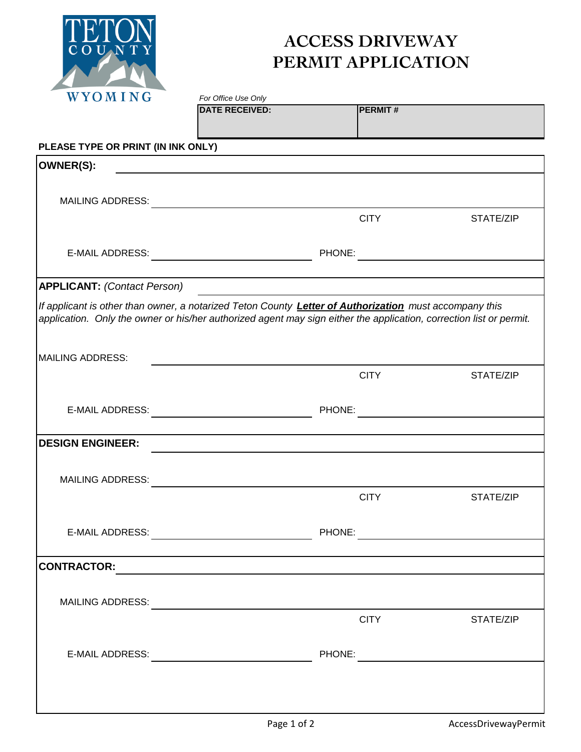TETON COUNTY WYOMING

# ACCESS DRIVEWAY PERMIT APPLICATION

*For Office Use Only*

| DATE RECEIVED: | PERMIT # |
|---|---|
| | |

**PLEASE TYPE OR PRINT (IN INK ONLY)**

**OWNER(S):** \_\_\_\_\_\_\_\_\_\_\_\_\_\_\_\_\_\_\_\_

MAILING ADDRESS: \_\_\_\_\_\_\_\_\_\_\_\_\_\_\_\_\_\_\_\_

CITY STATE/ZIP

E-MAIL ADDRESS: \_\_\_\_\_\_\_\_\_\_ PHONE: \_\_\_\_\_\_\_\_\_\_

**APPLICANT:** *(Contact Person)* \_\_\_\_\_\_\_\_\_\_\_\_\_\_\_\_\_\_\_\_

*If applicant is other than owner, a notarized Teton County* ***Letter of Authorization*** *must accompany this application. Only the owner or his/her authorized agent may sign either the application, correction list or permit.*

MAILING ADDRESS: \_\_\_\_\_\_\_\_\_\_\_\_\_\_\_\_\_\_\_\_

CITY STATE/ZIP

E-MAIL ADDRESS: \_\_\_\_\_\_\_\_\_\_ PHONE: \_\_\_\_\_\_\_\_\_\_

**DESIGN ENGINEER:** \_\_\_\_\_\_\_\_\_\_\_\_\_\_\_\_\_\_\_\_

MAILING ADDRESS: \_\_\_\_\_\_\_\_\_\_\_\_\_\_\_\_\_\_\_\_

CITY STATE/ZIP

E-MAIL ADDRESS: \_\_\_\_\_\_\_\_\_\_ PHONE: \_\_\_\_\_\_\_\_\_\_

**CONTRACTOR:** \_\_\_\_\_\_\_\_\_\_\_\_\_\_\_\_\_\_\_\_

MAILING ADDRESS: \_\_\_\_\_\_\_\_\_\_\_\_\_\_\_\_\_\_\_\_

CITY STATE/ZIP

E-MAIL ADDRESS: \_\_\_\_\_\_\_\_\_\_ PHONE: \_\_\_\_\_\_\_\_\_\_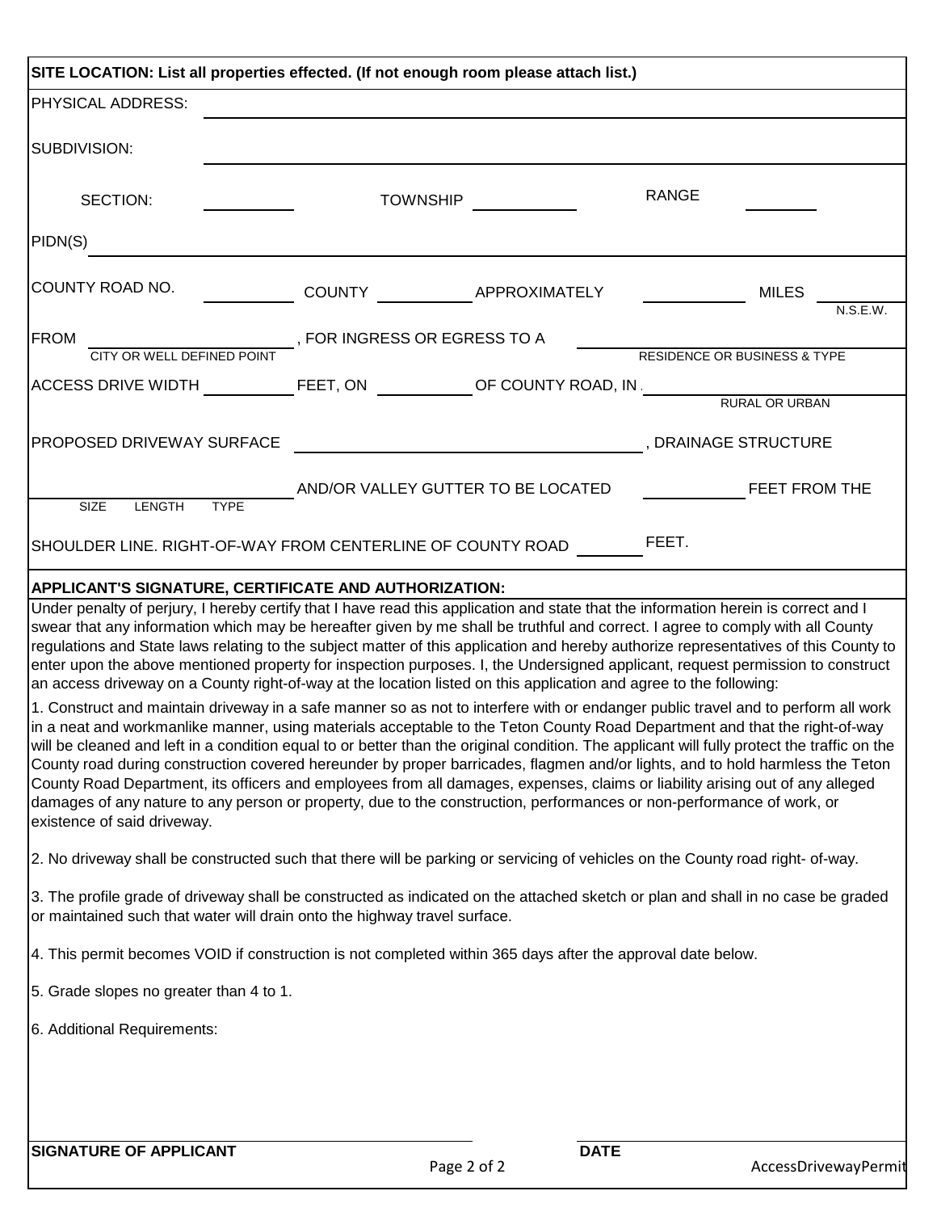**SITE LOCATION: List all properties effected. (If not enough room please attach list.)**

PHYSICAL ADDRESS: \_\_\_\_\_\_\_\_\_\_\_\_\_\_\_\_\_\_\_\_\_\_\_\_\_\_\_\_\_\_\_\_\_\_\_\_\_\_\_\_

SUBDIVISION: \_\_\_\_\_\_\_\_\_\_\_\_\_\_\_\_\_\_\_\_\_\_\_\_\_\_\_\_\_\_\_\_\_\_\_\_\_\_\_\_

SECTION: \_\_\_\_\_\_\_\_\_\_ TOWNSHIP \_\_\_\_\_\_\_\_\_\_ RANGE \_\_\_\_\_\_\_\_

PIDN(S) \_\_\_\_\_\_\_\_\_\_\_\_\_\_\_\_\_\_\_\_\_\_\_\_\_\_\_\_\_\_\_\_\_\_\_\_\_\_\_\_

COUNTY ROAD NO. \_\_\_\_\_\_\_\_\_\_ COUNTY \_\_\_\_\_\_\_\_\_\_ APPROXIMATELY \_\_\_\_\_\_\_\_\_\_ MILES \_\_\_\_\_\_\_\_\_\_
N.S.E.W.

FROM \_\_\_\_\_\_\_\_\_\_\_\_\_\_\_\_\_\_\_\_, FOR INGRESS OR EGRESS TO A \_\_\_\_\_\_\_\_\_\_\_\_\_\_\_\_\_\_\_\_
CITY OR WELL DEFINED POINT — RESIDENCE OR BUSINESS & TYPE

ACCESS DRIVE WIDTH \_\_\_\_\_\_\_\_\_\_ FEET, ON \_\_\_\_\_\_\_\_\_\_ OF COUNTY ROAD, IN \_\_\_\_\_\_\_\_\_\_\_\_\_\_\_\_\_\_\_\_
RURAL OR URBAN

PROPOSED DRIVEWAY SURFACE \_\_\_\_\_\_\_\_\_\_\_\_\_\_\_\_\_\_\_\_\_\_\_\_\_\_\_\_\_\_, DRAINAGE STRUCTURE

\_\_\_\_\_\_\_\_\_\_\_\_\_\_\_\_\_\_\_\_\_\_\_\_\_\_\_\_\_\_ AND/OR VALLEY GUTTER TO BE LOCATED \_\_\_\_\_\_\_\_\_\_ FEET FROM THE
SIZE LENGTH TYPE

SHOULDER LINE. RIGHT-OF-WAY FROM CENTERLINE OF COUNTY ROAD \_\_\_\_\_\_\_\_ FEET.

**APPLICANT'S SIGNATURE, CERTIFICATE AND AUTHORIZATION:**

Under penalty of perjury, I hereby certify that I have read this application and state that the information herein is correct and I swear that any information which may be hereafter given by me shall be truthful and correct. I agree to comply with all County regulations and State laws relating to the subject matter of this application and hereby authorize representatives of this County to enter upon the above mentioned property for inspection purposes. I, the Undersigned applicant, request permission to construct an access driveway on a County right-of-way at the location listed on this application and agree to the following:

1. Construct and maintain driveway in a safe manner so as not to interfere with or endanger public travel and to perform all work in a neat and workmanlike manner, using materials acceptable to the Teton County Road Department and that the right-of-way will be cleaned and left in a condition equal to or better than the original condition. The applicant will fully protect the traffic on the County road during construction covered hereunder by proper barricades, flagmen and/or lights, and to hold harmless the Teton County Road Department, its officers and employees from all damages, expenses, claims or liability arising out of any alleged damages of any nature to any person or property, due to the construction, performances or non-performance of work, or existence of said driveway.

2. No driveway shall be constructed such that there will be parking or servicing of vehicles on the County road right- of-way.

3. The profile grade of driveway shall be constructed as indicated on the attached sketch or plan and shall in no case be graded or maintained such that water will drain onto the highway travel surface.

4. This permit becomes VOID if construction is not completed within 365 days after the approval date below.

5. Grade slopes no greater than 4 to 1.

6. Additional Requirements:

\_\_\_\_\_\_\_\_\_\_\_\_\_\_\_\_\_\_\_\_\_\_\_\_\_\_\_\_\_\_ \_\_\_\_\_\_\_\_\_\_\_\_\_\_\_\_\_\_\_\_
**SIGNATURE OF APPLICANT** **DATE**

AccessDrivewayPermit